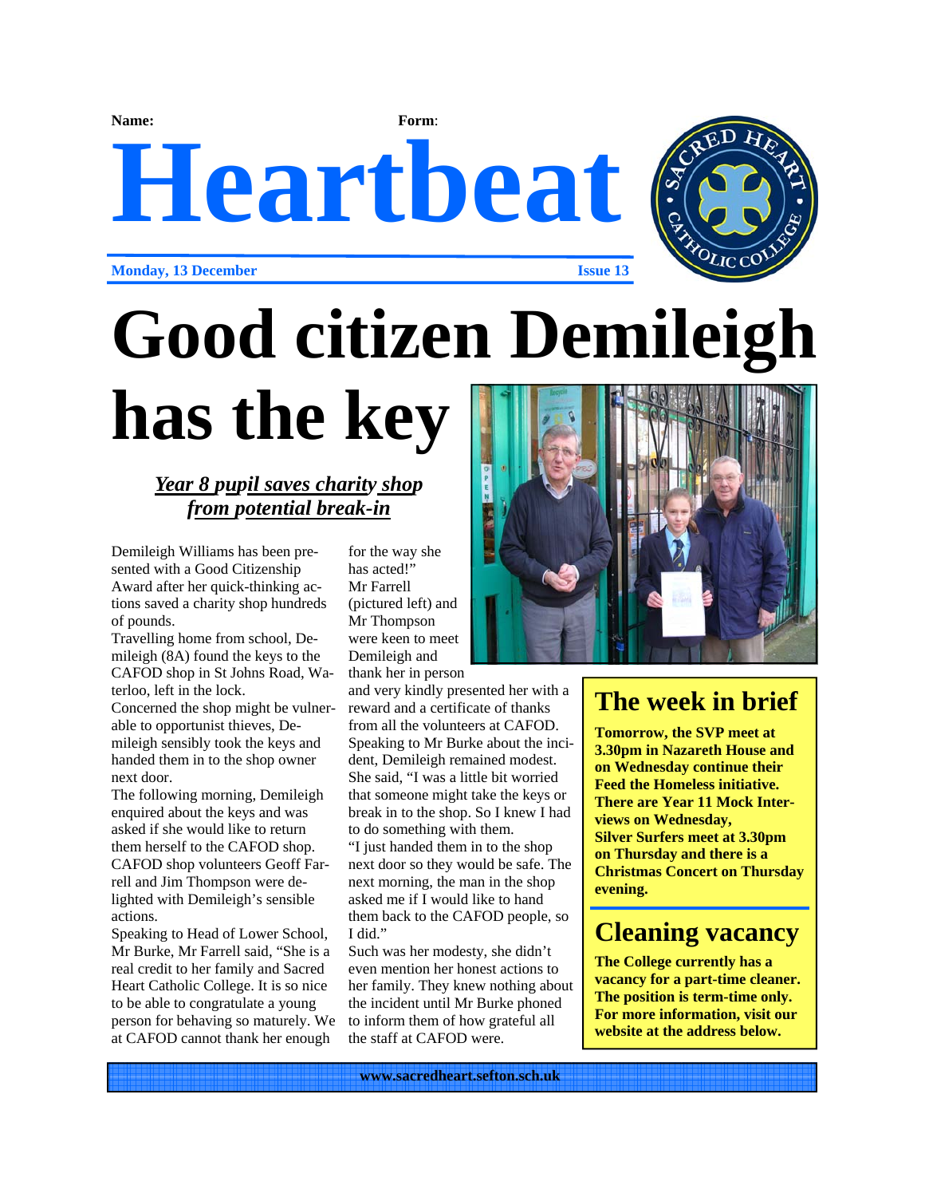Name: Form:

# Heartbeat

**Monday, 13 December** **Issue 13**

# Good citizen Demileigh has the key

***Year 8 pupil saves charity shop from potential break-in***

Demileigh Williams has been presented with a Good Citizenship Award after her quick-thinking actions saved a charity shop hundreds of pounds.

Travelling home from school, Demileigh (8A) found the keys to the CAFOD shop in St Johns Road, Waterloo, left in the lock.

Concerned the shop might be vulnerable to opportunist thieves, Demileigh sensibly took the keys and handed them in to the shop owner next door.

The following morning, Demileigh enquired about the keys and was asked if she would like to return them herself to the CAFOD shop.

CAFOD shop volunteers Geoff Farrell and Jim Thompson were delighted with Demileigh's sensible actions.

Speaking to Head of Lower School, Mr Burke, Mr Farrell said, "She is a real credit to her family and Sacred Heart Catholic College. It is so nice to be able to congratulate a young person for behaving so maturely. We at CAFOD cannot thank her enough for the way she has acted!"

Mr Farrell (pictured left) and Mr Thompson were keen to meet Demileigh and thank her in person and very kindly presented her with a reward and a certificate of thanks from all the volunteers at CAFOD.

Speaking to Mr Burke about the incident, Demileigh remained modest. She said, "I was a little bit worried that someone might take the keys or break in to the shop. So I knew I had to do something with them.

"I just handed them in to the shop next door so they would be safe. The next morning, the man in the shop asked me if I would like to hand them back to the CAFOD people, so I did."

Such was her modesty, she didn't even mention her honest actions to her family. They knew nothing about the incident until Mr Burke phoned to inform them of how grateful all the staff at CAFOD were.

## The week in brief

**Tomorrow, the SVP meet at 3.30pm in Nazareth House and on Wednesday continue their Feed the Homeless initiative. There are Year 11 Mock Interviews on Wednesday, Silver Surfers meet at 3.30pm on Thursday and there is a Christmas Concert on Thursday evening.**

## Cleaning vacancy

**The College currently has a vacancy for a part-time cleaner. The position is term-time only. For more information, visit our website at the address below.**

**www.sacredheart.sefton.sch.uk**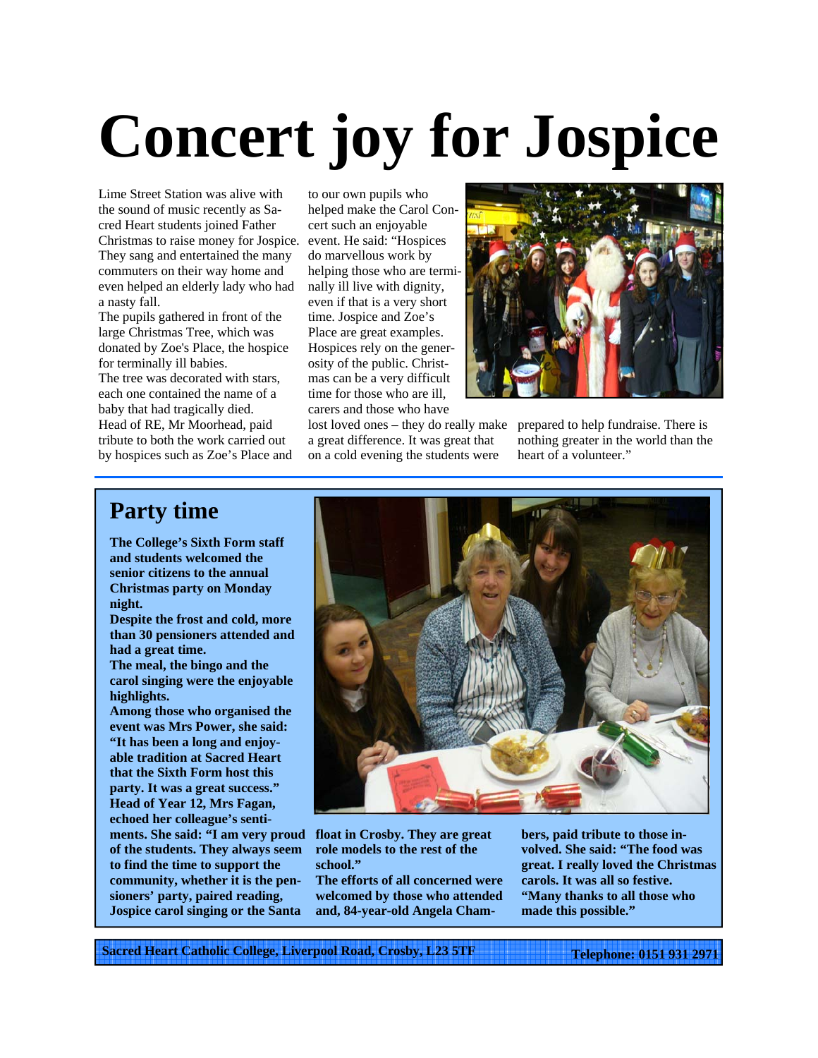# Concert joy for Jospice

Lime Street Station was alive with the sound of music recently as Sacred Heart students joined Father Christmas to raise money for Jospice. They sang and entertained the many commuters on their way home and even helped an elderly lady who had a nasty fall.

The pupils gathered in front of the large Christmas Tree, which was donated by Zoe's Place, the hospice for terminally ill babies.

The tree was decorated with stars, each one contained the name of a baby that had tragically died.

Head of RE, Mr Moorhead, paid tribute to both the work carried out by hospices such as Zoe's Place and to our own pupils who helped make the Carol Concert such an enjoyable event. He said: "Hospices do marvellous work by helping those who are terminally ill live with dignity, even if that is a very short time. Jospice and Zoe's Place are great examples. Hospices rely on the generosity of the public. Christmas can be a very difficult time for those who are ill, carers and those who have lost loved ones – they do really make a great difference. It was great that on a cold evening the students were prepared to help fundraise. There is nothing greater in the world than the heart of a volunteer."

## Party time

**The College's Sixth Form staff and students welcomed the senior citizens to the annual Christmas party on Monday night.**

**Despite the frost and cold, more than 30 pensioners attended and had a great time.**

**The meal, the bingo and the carol singing were the enjoyable highlights.**

**Among those who organised the event was Mrs Power, she said: "It has been a long and enjoyable tradition at Sacred Heart that the Sixth Form host this party. It was a great success."**

**Head of Year 12, Mrs Fagan, echoed her colleague's sentiments. She said: "I am very proud of the students. They always seem to find the time to support the community, whether it is the pensioners' party, paired reading, Jospice carol singing or the Santa float in Crosby. They are great role models to the rest of the school."**

**The efforts of all concerned were welcomed by those who attended and, 84-year-old Angela Chambers, paid tribute to those involved. She said: "The food was great. I really loved the Christmas carols. It was all so festive.**

**"Many thanks to all those who made this possible."**

**Sacred Heart Catholic College, Liverpool Road, Crosby, L23 5TF** **Telephone: 0151 931 2971**